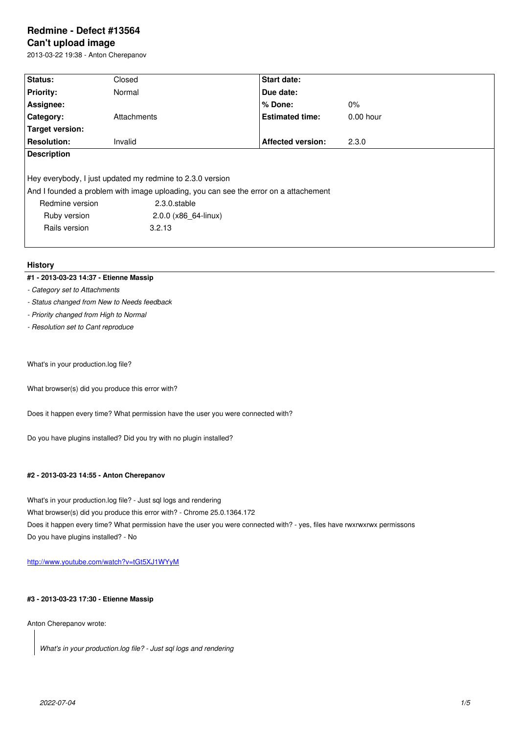# Redmine - Defect #13564

## Can't upload image

2013-03-22 19:38 - Anton Cherepanov

| Status: | Closed | Start date: | |
|---|---|---|---|
| Priority: | Normal | Due date: | |
| Assignee: | | % Done: | 0% |
| Category: | Attachments | Estimated time: | 0.00 hour |
| Target version: | | | |
| Resolution: | Invalid | Affected version: | 2.3.0 |

**Description**

Hey everybody, I just updated my redmine to 2.3.0 version

And I founded a problem with image uploading, you can see the error on a attachement

| | |
|---|---|
| Redmine version | 2.3.0.stable |
| Ruby version | 2.0.0 (x86_64-linux) |
| Rails version | 3.2.13 |

### History

#### #1 - 2013-03-23 14:37 - Etienne Massip

- *Category set to Attachments*
- *Status changed from New to Needs feedback*
- *Priority changed from High to Normal*
- *Resolution set to Cant reproduce*

What's in your production.log file?

What browser(s) did you produce this error with?

Does it happen every time? What permission have the user you were connected with?

Do you have plugins installed? Did you try with no plugin installed?

#### #2 - 2013-03-23 14:55 - Anton Cherepanov

What's in your production.log file? - Just sql logs and rendering
What browser(s) did you produce this error with? - Chrome 25.0.1364.172
Does it happen every time? What permission have the user you were connected with? - yes, files have rwxrwxrwx permissons
Do you have plugins installed? - No

[http://www.youtube.com/watch?v=tGt5XJ1WYyM](http://www.youtube.com/watch?v=tGt5XJ1WYyM)

#### #3 - 2013-03-23 17:30 - Etienne Massip

Anton Cherepanov wrote:

> *What's in your production.log file? - Just sql logs and rendering*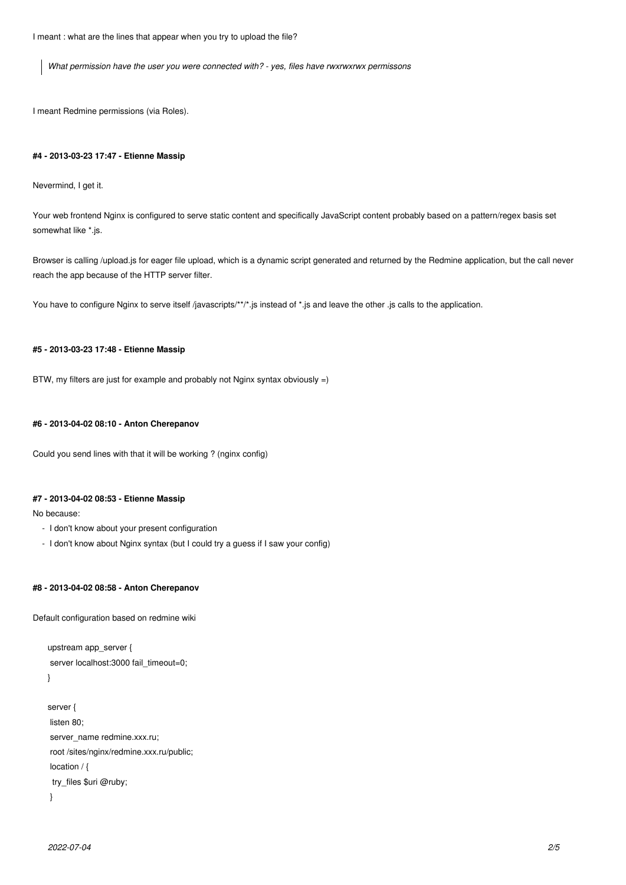I meant : what are the lines that appear when you try to upload the file?

> *What permission have the user you were connected with? - yes, files have rwxrwxrwx permissons*

I meant Redmine permissions (via Roles).

#### #4 - 2013-03-23 17:47 - Etienne Massip

Nevermind, I get it.

Your web frontend Nginx is configured to serve static content and specifically JavaScript content probably based on a pattern/regex basis set somewhat like *.js.

Browser is calling /upload.js for eager file upload, which is a dynamic script generated and returned by the Redmine application, but the call never reach the app because of the HTTP server filter.

You have to configure Nginx to serve itself /javascripts/**/*.js instead of *.js and leave the other .js calls to the application.

#### #5 - 2013-03-23 17:48 - Etienne Massip

BTW, my filters are just for example and probably not Nginx syntax obviously =)

#### #6 - 2013-04-02 08:10 - Anton Cherepanov

Could you send lines with that it will be working ? (nginx config)

#### #7 - 2013-04-02 08:53 - Etienne Massip

No because:

- I don't know about your present configuration
- I don't know about Nginx syntax (but I could try a guess if I saw your config)

#### #8 - 2013-04-02 08:58 - Anton Cherepanov

Default configuration based on redmine wiki

```
upstream app_server {
 server localhost:3000 fail_timeout=0;
}

server {
 listen 80;
 server_name redmine.xxx.ru;
 root /sites/nginx/redmine.xxx.ru/public;
 location / {
  try_files $uri @ruby;
 }
```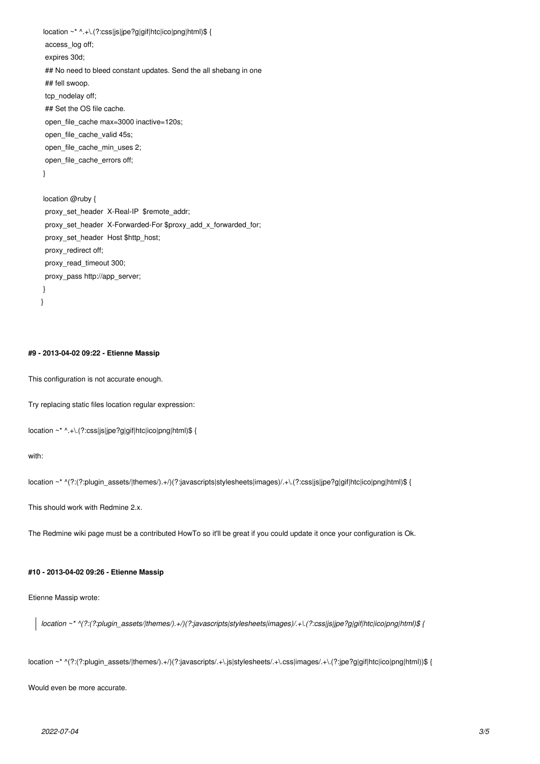```
location ~* ^.+\.(?:css|js|jpe?g|gif|htc|ico|png|html)$ {
 access_log off;
 expires 30d;
 ## No need to bleed constant updates. Send the all shebang in one
 ## fell swoop.
 tcp_nodelay off;
 ## Set the OS file cache.
 open_file_cache max=3000 inactive=120s;
 open_file_cache_valid 45s;
 open_file_cache_min_uses 2;
 open_file_cache_errors off;
}

location @ruby {
 proxy_set_header  X-Real-IP  $remote_addr;
 proxy_set_header  X-Forwarded-For $proxy_add_x_forwarded_for;
 proxy_set_header  Host $http_host;
 proxy_redirect off;
 proxy_read_timeout 300;
 proxy_pass http://app_server;
}
}
```

#### #9 - 2013-04-02 09:22 - Etienne Massip

This configuration is not accurate enough.

Try replacing static files location regular expression:

location ~* ^.+\.(?:css|js|jpe?g|gif|htc|ico|png|html)$ {

with:

location ~* ^(?:(?:plugin_assets/|themes/).+/)(?:javascripts|stylesheets|images)/.+\.(?:css|js|jpe?g|gif|htc|ico|png|html)$ {

This should work with Redmine 2.x.

The Redmine wiki page must be a contributed HowTo so it'll be great if you could update it once your configuration is Ok.

#### #10 - 2013-04-02 09:26 - Etienne Massip

Etienne Massip wrote:

> *location ~* ^(?:(?:plugin_assets/|themes/).+/)(?:javascripts|stylesheets|images)/.+\.(?:css|js|jpe?g|gif|htc|ico|png|html)$ {*

location ~* ^(?:(?:plugin_assets/|themes/).+/)(?:javascripts/.+\.js|stylesheets/.+\.css|images/.+\.(?:jpe?g|gif|htc|ico|png|html))$ {

Would even be more accurate.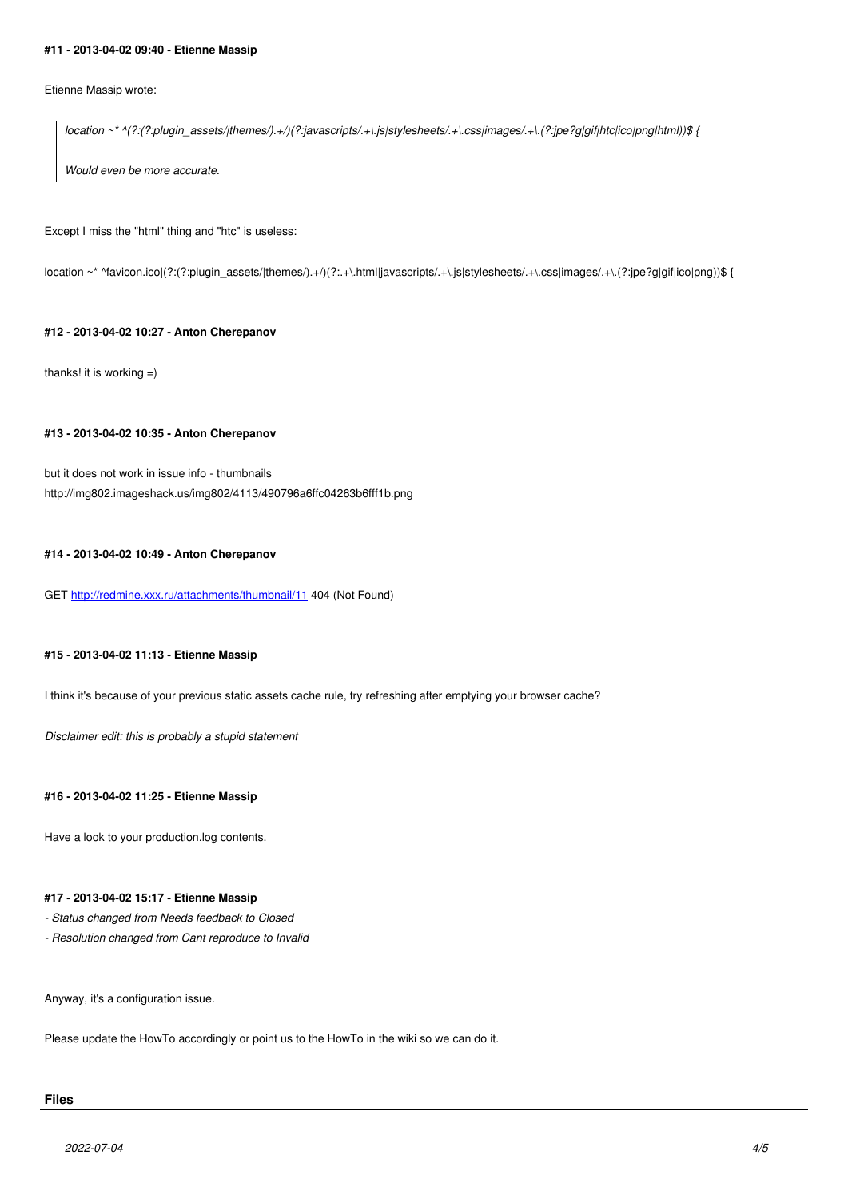#### #11 - 2013-04-02 09:40 - Etienne Massip

Etienne Massip wrote:

> *location ~* ^(?:(?:plugin_assets/|themes/).+/)(?:javascripts/.+\.js|stylesheets/.+\.css|images/.+\.(?:jpe?g|gif|htc|ico|png|html))$ {*
>
> *Would even be more accurate.*

Except I miss the "html" thing and "htc" is useless:

location ~* ^favicon.ico|(?:(?:plugin_assets/|themes/).+/)(?:.+\.html|javascripts/.+\.js|stylesheets/.+\.css|images/.+\.(?:jpe?g|gif|ico|png))$ {

#### #12 - 2013-04-02 10:27 - Anton Cherepanov

thanks! it is working =)

#### #13 - 2013-04-02 10:35 - Anton Cherepanov

but it does not work in issue info - thumbnails
http://img802.imageshack.us/img802/4113/490796a6ffc04263b6fff1b.png

#### #14 - 2013-04-02 10:49 - Anton Cherepanov

GET [http://redmine.xxx.ru/attachments/thumbnail/11](http://redmine.xxx.ru/attachments/thumbnail/11) 404 (Not Found)

#### #15 - 2013-04-02 11:13 - Etienne Massip

I think it's because of your previous static assets cache rule, try refreshing after emptying your browser cache?

*Disclaimer edit: this is probably a stupid statement*

#### #16 - 2013-04-02 11:25 - Etienne Massip

Have a look to your production.log contents.

#### #17 - 2013-04-02 15:17 - Etienne Massip

- *Status changed from Needs feedback to Closed*
- *Resolution changed from Cant reproduce to Invalid*

Anyway, it's a configuration issue.

Please update the HowTo accordingly or point us to the HowTo in the wiki so we can do it.

### Files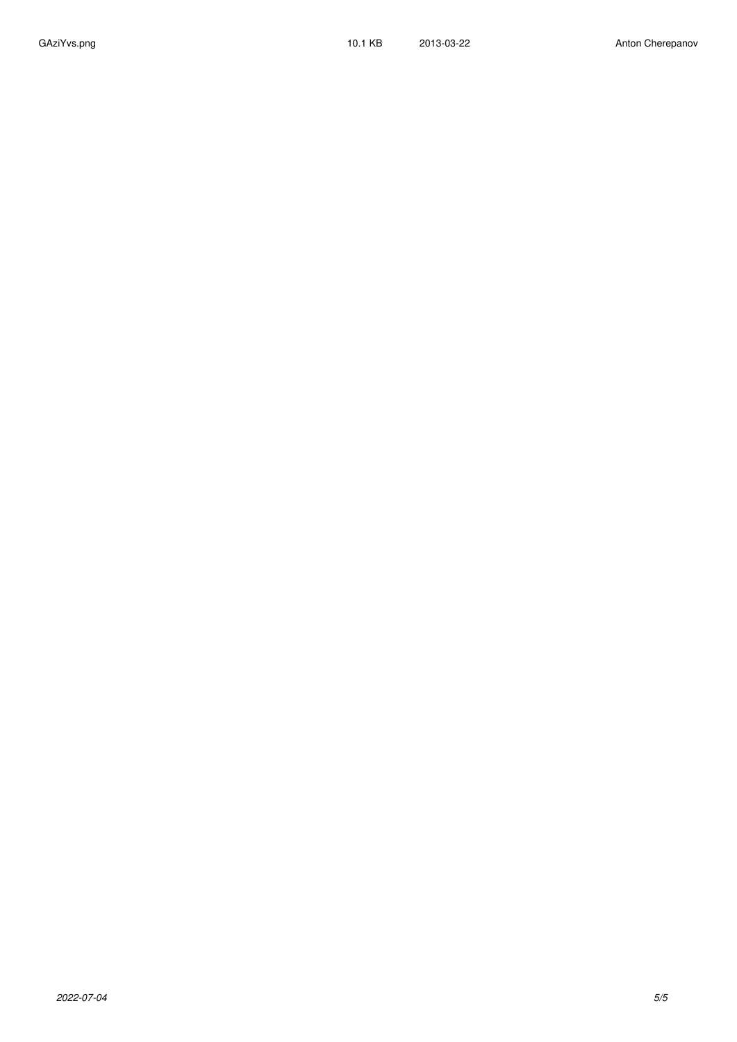| | | | |
|---|---|---|---|
| GAziYvs.png | 10.1 KB | 2013-03-22 | Anton Cherepanov |